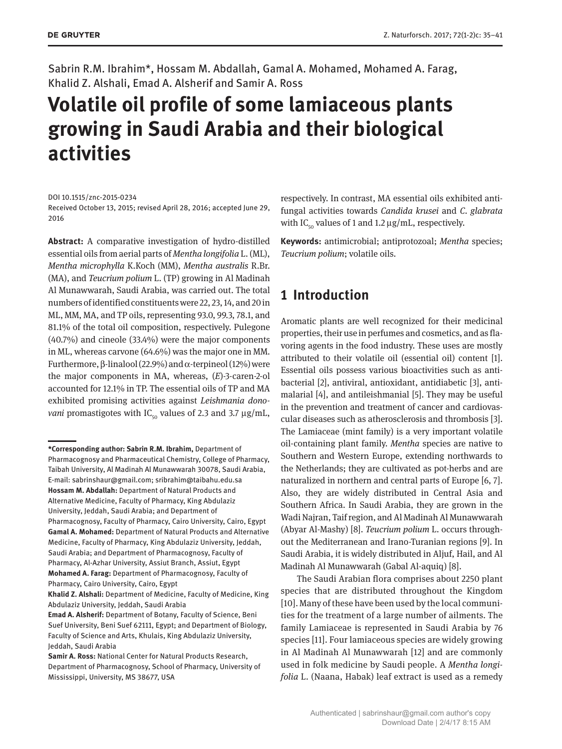Sabrin R.M. Ibrahim*, Hossam M. Abdallah, Gamal A. Mohamed, Mohamed A. Farag, Khalid Z. Alshali, Emad A. Alsherif and Samir A. Ross

# Volatile oil profile of some lamiaceous plants growing in Saudi Arabia and their biological activities

DOI 10.1515/znc-2015-0234
Received October 13, 2015; revised April 28, 2016; accepted June 29, 2016

**Abstract:** A comparative investigation of hydro-distilled essential oils from aerial parts of *Mentha longifolia* L. (ML), *Mentha microphylla* K.Koch (MM), *Mentha australis* R.Br. (MA), and *Teucrium polium* L. (TP) growing in Al Madinah Al Munawwarah, Saudi Arabia, was carried out. The total numbers of identified constituents were 22, 23, 14, and 20 in ML, MM, MA, and TP oils, representing 93.0, 99.3, 78.1, and 81.1% of the total oil composition, respectively. Pulegone (40.7%) and cineole (33.4%) were the major components in ML, whereas carvone (64.6%) was the major one in MM. Furthermore, β-linalool (22.9%) and α-terpineol (12%) were the major components in MA, whereas, (*E*)-3-caren-2-ol accounted for 12.1% in TP. The essential oils of TP and MA exhibited promising activities against *Leishmania donovani* promastigotes with $IC_{50}$ values of 2.3 and 3.7 μg/mL, respectively. In contrast, MA essential oils exhibited antifungal activities towards *Candida krusei* and *C. glabrata* with $IC_{50}$ values of 1 and 1.2 μg/mL, respectively.

**Keywords:** antimicrobial; antiprotozoal; *Mentha* species; *Teucrium polium*; volatile oils.

**\*Corresponding author: Sabrin R.M. Ibrahim,** Department of Pharmacognosy and Pharmaceutical Chemistry, College of Pharmacy, Taibah University, Al Madinah Al Munawwarah 30078, Saudi Arabia, E-mail: sabrinshaur@gmail.com; sribrahim@taibahu.edu.sa
**Hossam M. Abdallah:** Department of Natural Products and Alternative Medicine, Faculty of Pharmacy, King Abdulaziz University, Jeddah, Saudi Arabia; and Department of Pharmacognosy, Faculty of Pharmacy, Cairo University, Cairo, Egypt
**Gamal A. Mohamed:** Department of Natural Products and Alternative Medicine, Faculty of Pharmacy, King Abdulaziz University, Jeddah, Saudi Arabia; and Department of Pharmacognosy, Faculty of Pharmacy, Al-Azhar University, Assiut Branch, Assiut, Egypt
**Mohamed A. Farag:** Department of Pharmacognosy, Faculty of Pharmacy, Cairo University, Cairo, Egypt
**Khalid Z. Alshali:** Department of Medicine, Faculty of Medicine, King Abdulaziz University, Jeddah, Saudi Arabia
**Emad A. Alsherif:** Department of Botany, Faculty of Science, Beni Suef University, Beni Suef 62111, Egypt; and Department of Biology, Faculty of Science and Arts, Khulais, King Abdulaziz University, Jeddah, Saudi Arabia
**Samir A. Ross:** National Center for Natural Products Research, Department of Pharmacognosy, School of Pharmacy, University of Mississippi, University, MS 38677, USA

## 1 Introduction

Aromatic plants are well recognized for their medicinal properties, their use in perfumes and cosmetics, and as flavoring agents in the food industry. These uses are mostly attributed to their volatile oil (essential oil) content [1]. Essential oils possess various bioactivities such as antibacterial [2], antiviral, antioxidant, antidiabetic [3], antimalarial [4], and antileishmanial [5]. They may be useful in the prevention and treatment of cancer and cardiovascular diseases such as atherosclerosis and thrombosis [3]. The Lamiaceae (mint family) is a very important volatile oil-containing plant family. *Mentha* species are native to Southern and Western Europe, extending northwards to the Netherlands; they are cultivated as pot-herbs and are naturalized in northern and central parts of Europe [6, 7]. Also, they are widely distributed in Central Asia and Southern Africa. In Saudi Arabia, they are grown in the Wadi Najran, Taif region, and Al Madinah Al Munawwarah (Abyar Al-Mashy) [8]. *Teucrium polium* L. occurs throughout the Mediterranean and Irano-Turanian regions [9]. In Saudi Arabia, it is widely distributed in Aljuf, Hail, and Al Madinah Al Munawwarah (Gabal Al-aquiq) [8].

The Saudi Arabian flora comprises about 2250 plant species that are distributed throughout the Kingdom [10]. Many of these have been used by the local communities for the treatment of a large number of ailments. The family Lamiaceae is represented in Saudi Arabia by 76 species [11]. Four lamiaceous species are widely growing in Al Madinah Al Munawwarah [12] and are commonly used in folk medicine by Saudi people. A *Mentha longifolia* L. (Naana, Habak) leaf extract is used as a remedy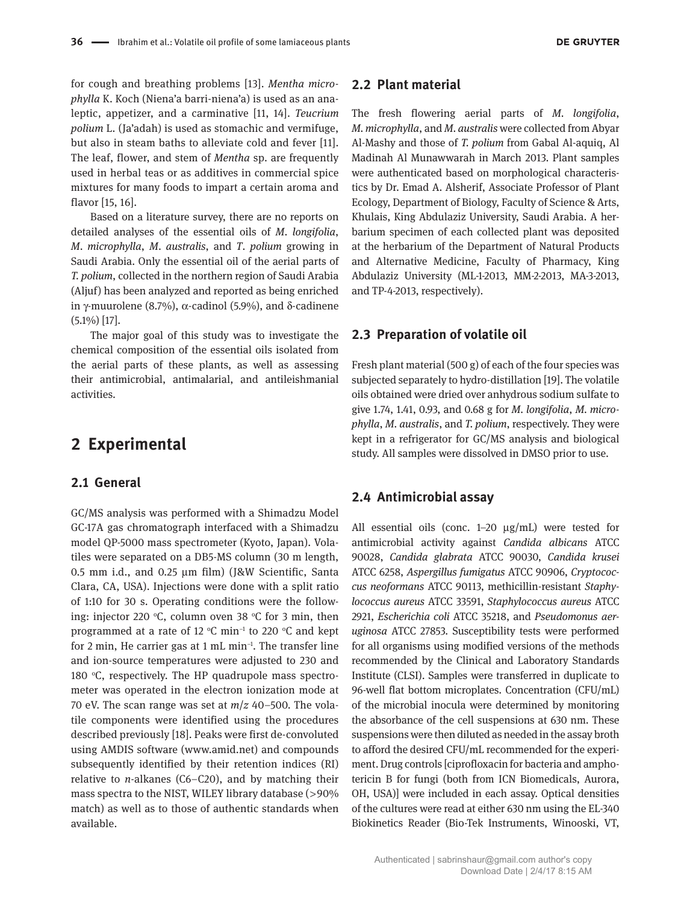for cough and breathing problems [13]. *Mentha microphylla* K. Koch (Niena'a barri-niena'a) is used as an analeptic, appetizer, and a carminative [11, 14]. *Teucrium polium* L. (Ja'adah) is used as stomachic and vermifuge, but also in steam baths to alleviate cold and fever [11]. The leaf, flower, and stem of *Mentha* sp. are frequently used in herbal teas or as additives in commercial spice mixtures for many foods to impart a certain aroma and flavor [15, 16].

Based on a literature survey, there are no reports on detailed analyses of the essential oils of *M. longifolia*, *M. microphylla*, *M. australis*, and *T. polium* growing in Saudi Arabia. Only the essential oil of the aerial parts of *T. polium*, collected in the northern region of Saudi Arabia (Aljuf) has been analyzed and reported as being enriched in γ-muurolene (8.7%), α-cadinol (5.9%), and δ-cadinene (5.1%) [17].

The major goal of this study was to investigate the chemical composition of the essential oils isolated from the aerial parts of these plants, as well as assessing their antimicrobial, antimalarial, and antileishmanial activities.

# 2 Experimental

## 2.1 General

GC/MS analysis was performed with a Shimadzu Model GC-17A gas chromatograph interfaced with a Shimadzu model QP-5000 mass spectrometer (Kyoto, Japan). Volatiles were separated on a DB5-MS column (30 m length, 0.5 mm i.d., and 0.25 μm film) (J&W Scientific, Santa Clara, CA, USA). Injections were done with a split ratio of 1:10 for 30 s. Operating conditions were the following: injector 220 °C, column oven 38 °C for 3 min, then programmed at a rate of 12 °C min$^{-1}$ to 220 °C and kept for 2 min, He carrier gas at 1 mL min$^{-1}$. The transfer line and ion-source temperatures were adjusted to 230 and 180 °C, respectively. The HP quadrupole mass spectrometer was operated in the electron ionization mode at 70 eV. The scan range was set at $m/z$ 40–500. The volatile components were identified using the procedures described previously [18]. Peaks were first de-convoluted using AMDIS software (www.amid.net) and compounds subsequently identified by their retention indices (RI) relative to $n$-alkanes (C6–C20), and by matching their mass spectra to the NIST, WILEY library database (>90% match) as well as to those of authentic standards when available.

## 2.2 Plant material

The fresh flowering aerial parts of *M. longifolia*, *M. microphylla*, and *M. australis* were collected from Abyar Al-Mashy and those of *T. polium* from Gabal Al-aquiq, Al Madinah Al Munawwarah in March 2013. Plant samples were authenticated based on morphological characteristics by Dr. Emad A. Alsherif, Associate Professor of Plant Ecology, Department of Biology, Faculty of Science & Arts, Khulais, King Abdulaziz University, Saudi Arabia. A herbarium specimen of each collected plant was deposited at the herbarium of the Department of Natural Products and Alternative Medicine, Faculty of Pharmacy, King Abdulaziz University (ML-1-2013, MM-2-2013, MA-3-2013, and TP-4-2013, respectively).

## 2.3 Preparation of volatile oil

Fresh plant material (500 g) of each of the four species was subjected separately to hydro-distillation [19]. The volatile oils obtained were dried over anhydrous sodium sulfate to give 1.74, 1.41, 0.93, and 0.68 g for *M. longifolia*, *M. microphylla*, *M. australis*, and *T. polium*, respectively. They were kept in a refrigerator for GC/MS analysis and biological study. All samples were dissolved in DMSO prior to use.

## 2.4 Antimicrobial assay

All essential oils (conc. 1–20 μg/mL) were tested for antimicrobial activity against *Candida albicans* ATCC 90028, *Candida glabrata* ATCC 90030, *Candida krusei* ATCC 6258, *Aspergillus fumigatus* ATCC 90906, *Cryptococcus neoformans* ATCC 90113, methicillin-resistant *Staphylococcus aureus* ATCC 33591, *Staphylococcus aureus* ATCC 2921, *Escherichia coli* ATCC 35218, and *Pseudomonus aeruginosa* ATCC 27853. Susceptibility tests were performed for all organisms using modified versions of the methods recommended by the Clinical and Laboratory Standards Institute (CLSI). Samples were transferred in duplicate to 96-well flat bottom microplates. Concentration (CFU/mL) of the microbial inocula were determined by monitoring the absorbance of the cell suspensions at 630 nm. These suspensions were then diluted as needed in the assay broth to afford the desired CFU/mL recommended for the experiment. Drug controls [ciprofloxacin for bacteria and amphotericin B for fungi (both from ICN Biomedicals, Aurora, OH, USA)] were included in each assay. Optical densities of the cultures were read at either 630 nm using the EL-340 Biokinetics Reader (Bio-Tek Instruments, Winooski, VT,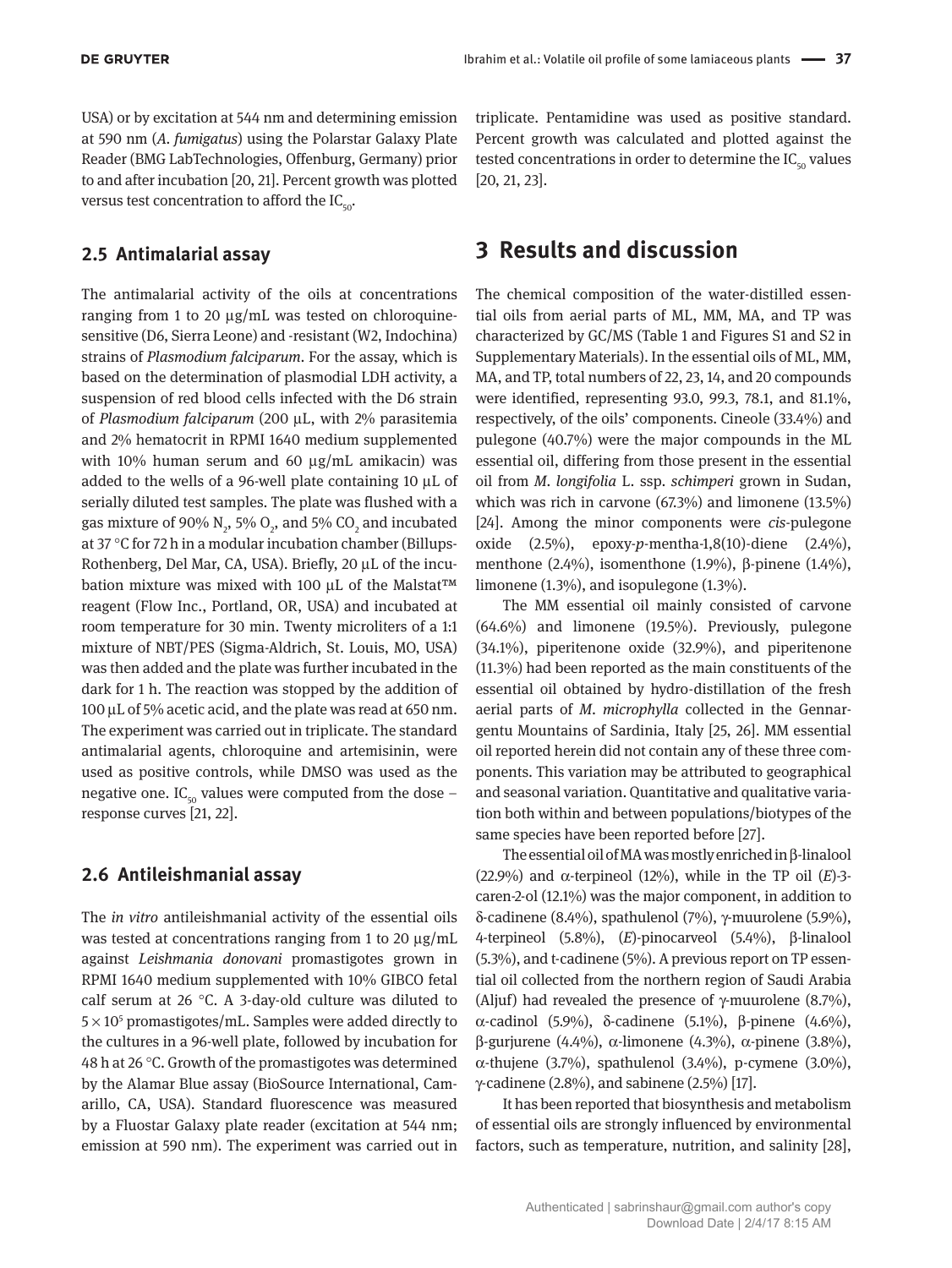USA) or by excitation at 544 nm and determining emission at 590 nm (*A. fumigatus*) using the Polarstar Galaxy Plate Reader (BMG LabTechnologies, Offenburg, Germany) prior to and after incubation [20, 21]. Percent growth was plotted versus test concentration to afford the $IC_{50}$.

## 2.5 Antimalarial assay

The antimalarial activity of the oils at concentrations ranging from 1 to 20 μg/mL was tested on chloroquine-sensitive (D6, Sierra Leone) and -resistant (W2, Indochina) strains of *Plasmodium falciparum*. For the assay, which is based on the determination of plasmodial LDH activity, a suspension of red blood cells infected with the D6 strain of *Plasmodium falciparum* (200 μL, with 2% parasitemia and 2% hematocrit in RPMI 1640 medium supplemented with 10% human serum and 60 μg/mL amikacin) was added to the wells of a 96-well plate containing 10 μL of serially diluted test samples. The plate was flushed with a gas mixture of 90% $N_2$, 5% $O_2$, and 5% $CO_2$ and incubated at 37 °C for 72 h in a modular incubation chamber (Billups-Rothenberg, Del Mar, CA, USA). Briefly, 20 μL of the incubation mixture was mixed with 100 μL of the Malstat™ reagent (Flow Inc., Portland, OR, USA) and incubated at room temperature for 30 min. Twenty microliters of a 1:1 mixture of NBT/PES (Sigma-Aldrich, St. Louis, MO, USA) was then added and the plate was further incubated in the dark for 1 h. The reaction was stopped by the addition of 100 μL of 5% acetic acid, and the plate was read at 650 nm. The experiment was carried out in triplicate. The standard antimalarial agents, chloroquine and artemisinin, were used as positive controls, while DMSO was used as the negative one. $IC_{50}$ values were computed from the dose – response curves [21, 22].

## 2.6 Antileishmanial assay

The *in vitro* antileishmanial activity of the essential oils was tested at concentrations ranging from 1 to 20 μg/mL against *Leishmania donovani* promastigotes grown in RPMI 1640 medium supplemented with 10% GIBCO fetal calf serum at 26 °C. A 3-day-old culture was diluted to $5 \times 10^5$ promastigotes/mL. Samples were added directly to the cultures in a 96-well plate, followed by incubation for 48 h at 26 °C. Growth of the promastigotes was determined by the Alamar Blue assay (BioSource International, Camarillo, CA, USA). Standard fluorescence was measured by a Fluostar Galaxy plate reader (excitation at 544 nm; emission at 590 nm). The experiment was carried out in triplicate. Pentamidine was used as positive standard. Percent growth was calculated and plotted against the tested concentrations in order to determine the $IC_{50}$ values [20, 21, 23].

# 3 Results and discussion

The chemical composition of the water-distilled essential oils from aerial parts of ML, MM, MA, and TP was characterized by GC/MS (Table 1 and Figures S1 and S2 in Supplementary Materials). In the essential oils of ML, MM, MA, and TP, total numbers of 22, 23, 14, and 20 compounds were identified, representing 93.0, 99.3, 78.1, and 81.1%, respectively, of the oils' components. Cineole (33.4%) and pulegone (40.7%) were the major compounds in the ML essential oil, differing from those present in the essential oil from *M. longifolia* L. ssp. *schimperi* grown in Sudan, which was rich in carvone (67.3%) and limonene (13.5%) [24]. Among the minor components were *cis*-pulegone oxide (2.5%), epoxy-*p*-mentha-1,8(10)-diene (2.4%), menthone (2.4%), isomenthone (1.9%), β-pinene (1.4%), limonene (1.3%), and isopulegone (1.3%).

The MM essential oil mainly consisted of carvone (64.6%) and limonene (19.5%). Previously, pulegone (34.1%), piperitenone oxide (32.9%), and piperitenone (11.3%) had been reported as the main constituents of the essential oil obtained by hydro-distillation of the fresh aerial parts of *M. microphylla* collected in the Gennargentu Mountains of Sardinia, Italy [25, 26]. MM essential oil reported herein did not contain any of these three components. This variation may be attributed to geographical and seasonal variation. Quantitative and qualitative variation both within and between populations/biotypes of the same species have been reported before [27].

The essential oil of MA was mostly enriched in β-linalool (22.9%) and α-terpineol (12%), while in the TP oil (*E*)-3-caren-2-ol (12.1%) was the major component, in addition to δ-cadinene (8.4%), spathulenol (7%), γ-muurolene (5.9%), 4-terpineol (5.8%), (*E*)-pinocarveol (5.4%), β-linalool (5.3%), and t-cadinene (5%). A previous report on TP essential oil collected from the northern region of Saudi Arabia (Aljuf) had revealed the presence of γ-muurolene (8.7%), α-cadinol (5.9%), δ-cadinene (5.1%), β-pinene (4.6%), β-gurjurene (4.4%), α-limonene (4.3%), α-pinene (3.8%), α-thujene (3.7%), spathulenol (3.4%), p-cymene (3.0%), γ-cadinene (2.8%), and sabinene (2.5%) [17].

It has been reported that biosynthesis and metabolism of essential oils are strongly influenced by environmental factors, such as temperature, nutrition, and salinity [28],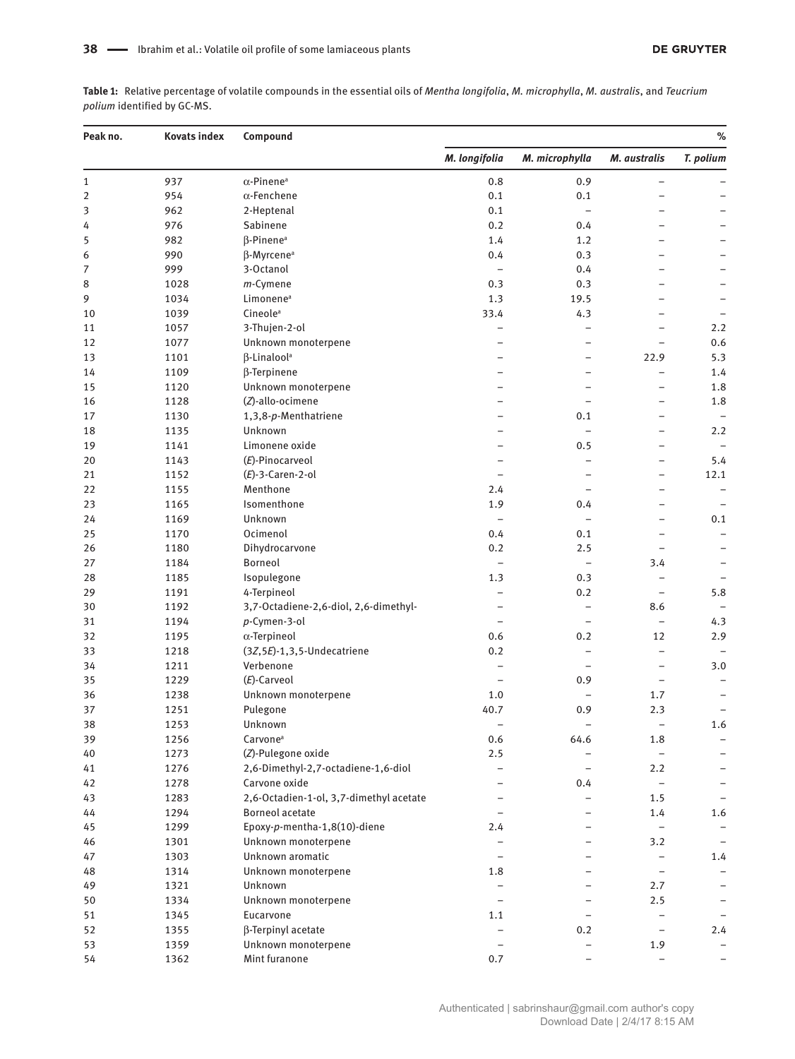**Table 1:** Relative percentage of volatile compounds in the essential oils of *Mentha longifolia*, *M. microphylla*, *M. australis*, and *Teucrium polium* identified by GC-MS.

| Peak no. | Kovats index | Compound | % | | | |
|---|---|---|---|---|---|---|
| | | | *M. longifolia* | *M. microphylla* | *M. australis* | *T. polium* |
| 1 | 937 | α-Pinene[a] | 0.8 | 0.9 | – | – |
| 2 | 954 | α-Fenchene | 0.1 | 0.1 | – | – |
| 3 | 962 | 2-Heptenal | 0.1 | – | – | – |
| 4 | 976 | Sabinene | 0.2 | 0.4 | – | – |
| 5 | 982 | β-Pinene[a] | 1.4 | 1.2 | – | – |
| 6 | 990 | β-Myrcene[a] | 0.4 | 0.3 | – | – |
| 7 | 999 | 3-Octanol | – | 0.4 | – | – |
| 8 | 1028 | *m*-Cymene | 0.3 | 0.3 | – | – |
| 9 | 1034 | Limonene[a] | 1.3 | 19.5 | – | – |
| 10 | 1039 | Cineole[a] | 33.4 | 4.3 | – | – |
| 11 | 1057 | 3-Thujen-2-ol | – | – | – | 2.2 |
| 12 | 1077 | Unknown monoterpene | – | – | – | 0.6 |
| 13 | 1101 | β-Linalool[a] | – | – | 22.9 | 5.3 |
| 14 | 1109 | β-Terpinene | – | – | – | 1.4 |
| 15 | 1120 | Unknown monoterpene | – | – | – | 1.8 |
| 16 | 1128 | (*Z*)-allo-ocimene | – | – | – | 1.8 |
| 17 | 1130 | 1,3,8-*p*-Menthatriene | – | 0.1 | – | – |
| 18 | 1135 | Unknown | – | – | – | 2.2 |
| 19 | 1141 | Limonene oxide | – | 0.5 | – | – |
| 20 | 1143 | (*E*)-Pinocarveol | – | – | – | 5.4 |
| 21 | 1152 | (*E*)-3-Caren-2-ol | – | – | – | 12.1 |
| 22 | 1155 | Menthone | 2.4 | – | – | – |
| 23 | 1165 | Isomenthone | 1.9 | 0.4 | – | – |
| 24 | 1169 | Unknown | – | – | – | 0.1 |
| 25 | 1170 | Ocimenol | 0.4 | 0.1 | – | – |
| 26 | 1180 | Dihydrocarvone | 0.2 | 2.5 | – | – |
| 27 | 1184 | Borneol | – | – | 3.4 | – |
| 28 | 1185 | Isopulegone | 1.3 | 0.3 | – | – |
| 29 | 1191 | 4-Terpineol | – | 0.2 | – | 5.8 |
| 30 | 1192 | 3,7-Octadiene-2,6-diol, 2,6-dimethyl- | – | – | 8.6 | – |
| 31 | 1194 | *p*-Cymen-3-ol | – | – | – | 4.3 |
| 32 | 1195 | α-Terpineol | 0.6 | 0.2 | 12 | 2.9 |
| 33 | 1218 | (3*Z*,5*E*)-1,3,5-Undecatriene | 0.2 | – | – | – |
| 34 | 1211 | Verbenone | – | – | – | 3.0 |
| 35 | 1229 | (*E*)-Carveol | – | 0.9 | – | – |
| 36 | 1238 | Unknown monoterpene | 1.0 | – | 1.7 | – |
| 37 | 1251 | Pulegone | 40.7 | 0.9 | 2.3 | – |
| 38 | 1253 | Unknown | – | – | – | 1.6 |
| 39 | 1256 | Carvone[a] | 0.6 | 64.6 | 1.8 | – |
| 40 | 1273 | (*Z*)-Pulegone oxide | 2.5 | – | – | – |
| 41 | 1276 | 2,6-Dimethyl-2,7-octadiene-1,6-diol | – | – | 2.2 | – |
| 42 | 1278 | Carvone oxide | – | 0.4 | – | – |
| 43 | 1283 | 2,6-Octadien-1-ol, 3,7-dimethyl acetate | – | – | 1.5 | – |
| 44 | 1294 | Borneol acetate | – | – | 1.4 | 1.6 |
| 45 | 1299 | Epoxy-*p*-mentha-1,8(10)-diene | 2.4 | – | – | – |
| 46 | 1301 | Unknown monoterpene | – | – | 3.2 | – |
| 47 | 1303 | Unknown aromatic | – | – | – | 1.4 |
| 48 | 1314 | Unknown monoterpene | 1.8 | – | – | – |
| 49 | 1321 | Unknown | – | – | 2.7 | – |
| 50 | 1334 | Unknown monoterpene | – | – | 2.5 | – |
| 51 | 1345 | Eucarvone | 1.1 | – | – | – |
| 52 | 1355 | β-Terpinyl acetate | – | 0.2 | – | 2.4 |
| 53 | 1359 | Unknown monoterpene | – | – | 1.9 | – |
| 54 | 1362 | Mint furanone | 0.7 | – | – | – |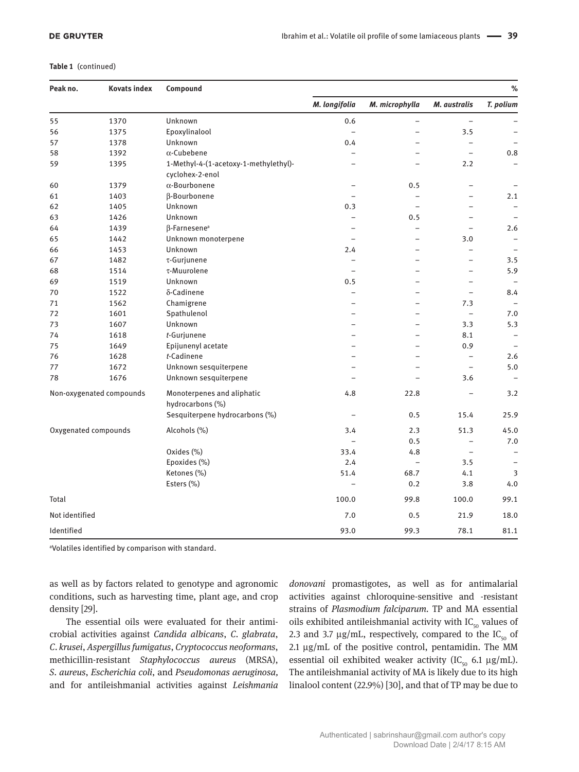**Table 1** (continued)

| Peak no. | Kovats index | Compound | % | | | |
|---|---|---|---|---|---|---|
| | | | *M. longifolia* | *M. microphylla* | *M. australis* | *T. polium* |
| 55 | 1370 | Unknown | 0.6 | – | – | – |
| 56 | 1375 | Epoxylinalool | – | – | 3.5 | – |
| 57 | 1378 | Unknown | 0.4 | – | – | – |
| 58 | 1392 | α-Cubebene | – | – | – | 0.8 |
| 59 | 1395 | 1-Methyl-4-(1-acetoxy-1-methylethyl)-cyclohex-2-enol | – | – | 2.2 | – |
| 60 | 1379 | α-Bourbonene | – | 0.5 | – | – |
| 61 | 1403 | β-Bourbonene | – | – | – | 2.1 |
| 62 | 1405 | Unknown | 0.3 | – | – | – |
| 63 | 1426 | Unknown | – | 0.5 | – | – |
| 64 | 1439 | β-Farnesene[a] | – | – | – | 2.6 |
| 65 | 1442 | Unknown monoterpene | – | – | 3.0 | – |
| 66 | 1453 | Unknown | 2.4 | – | – | – |
| 67 | 1482 | τ-Gurjunene | – | – | – | 3.5 |
| 68 | 1514 | τ-Muurolene | – | – | – | 5.9 |
| 69 | 1519 | Unknown | 0.5 | – | – | – |
| 70 | 1522 | δ-Cadinene | – | – | – | 8.4 |
| 71 | 1562 | Chamigrene | – | – | 7.3 | – |
| 72 | 1601 | Spathulenol | – | – | – | 7.0 |
| 73 | 1607 | Unknown | – | – | 3.3 | 5.3 |
| 74 | 1618 | *t*-Gurjunene | – | – | 8.1 | – |
| 75 | 1649 | Epijunenyl acetate | – | – | 0.9 | – |
| 76 | 1628 | *t*-Cadinene | – | – | – | 2.6 |
| 77 | 1672 | Unknown sesquiterpene | – | – | – | 5.0 |
| 78 | 1676 | Unknown sesquiterpene | – | – | 3.6 | – |
| Non-oxygenated compounds | | Monoterpenes and aliphatic hydrocarbons (%) | 4.8 | 22.8 | – | 3.2 |
| | | Sesquiterpene hydrocarbons (%) | – | 0.5 | 15.4 | 25.9 |
| Oxygenated compounds | | Alcohols (%) | 3.4 | 2.3 | 51.3 | 45.0 |
| | | | – | 0.5 | – | 7.0 |
| | | Oxides (%) | 33.4 | 4.8 | – | – |
| | | Epoxides (%) | 2.4 | – | 3.5 | – |
| | | Ketones (%) | 51.4 | 68.7 | 4.1 | 3 |
| | | Esters (%) | – | 0.2 | 3.8 | 4.0 |
| Total | | | 100.0 | 99.8 | 100.0 | 99.1 |
| Not identified | | | 7.0 | 0.5 | 21.9 | 18.0 |
| Identified | | | 93.0 | 99.3 | 78.1 | 81.1 |

[a]Volatiles identified by comparison with standard.

as well as by factors related to genotype and agronomic conditions, such as harvesting time, plant age, and crop density [29].

The essential oils were evaluated for their antimicrobial activities against *Candida albicans*, *C. glabrata*, *C. krusei*, *Aspergillus fumigatus*, *Cryptococcus neoformans*, methicillin-resistant *Staphylococcus aureus* (MRSA), *S. aureus*, *Escherichia coli*, and *Pseudomonas aeruginosa*, and for antileishmanial activities against *Leishmania donovani* promastigotes, as well as for antimalarial activities against chloroquine-sensitive and -resistant strains of *Plasmodium falciparum*. TP and MA essential oils exhibited antileishmanial activity with $IC_{50}$ values of 2.3 and 3.7 μg/mL, respectively, compared to the $IC_{50}$ of 2.1 μg/mL of the positive control, pentamidin. The MM essential oil exhibited weaker activity ($IC_{50}$ 6.1 μg/mL). The antileishmanial activity of MA is likely due to its high linalool content (22.9%) [30], and that of TP may be due to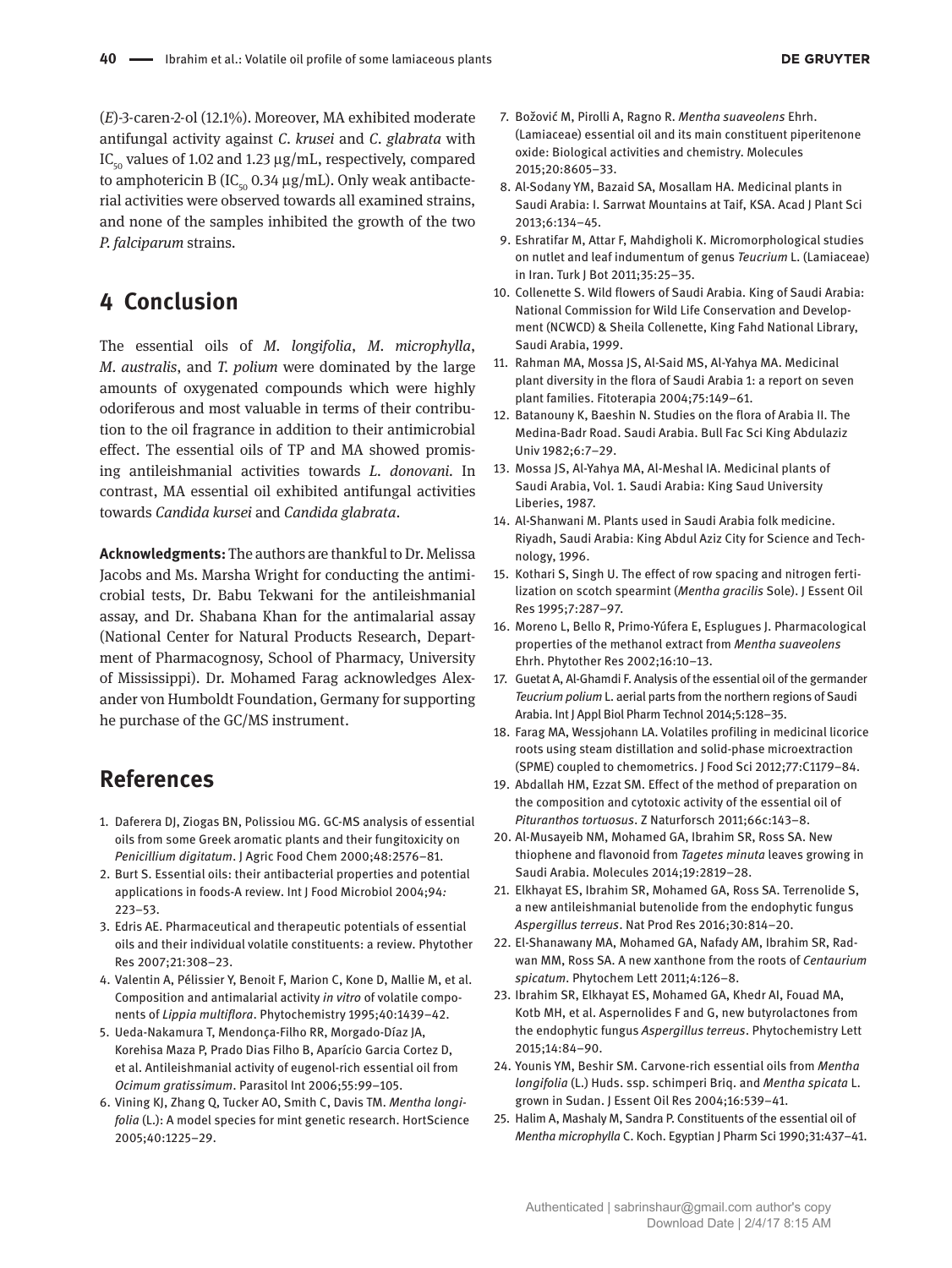(*E*)-3-caren-2-ol (12.1%). Moreover, MA exhibited moderate antifungal activity against *C. krusei* and *C. glabrata* with $IC_{50}$ values of 1.02 and 1.23 μg/mL, respectively, compared to amphotericin B ($IC_{50}$ 0.34 μg/mL). Only weak antibacterial activities were observed towards all examined strains, and none of the samples inhibited the growth of the two *P. falciparum* strains.

## 4 Conclusion

The essential oils of *M. longifolia*, *M. microphylla*, *M. australis*, and *T. polium* were dominated by the large amounts of oxygenated compounds which were highly odoriferous and most valuable in terms of their contribution to the oil fragrance in addition to their antimicrobial effect. The essential oils of TP and MA showed promising antileishmanial activities towards *L. donovani*. In contrast, MA essential oil exhibited antifungal activities towards *Candida kursei* and *Candida glabrata*.

**Acknowledgments:** The authors are thankful to Dr. Melissa Jacobs and Ms. Marsha Wright for conducting the antimicrobial tests, Dr. Babu Tekwani for the antileishmanial assay, and Dr. Shabana Khan for the antimalarial assay (National Center for Natural Products Research, Department of Pharmacognosy, School of Pharmacy, University of Mississippi). Dr. Mohamed Farag acknowledges Alexander von Humboldt Foundation, Germany for supporting he purchase of the GC/MS instrument.

## References

1. Daferera DJ, Ziogas BN, Polissiou MG. GC-MS analysis of essential oils from some Greek aromatic plants and their fungitoxicity on *Penicillium digitatum*. J Agric Food Chem 2000;48:2576–81.
2. Burt S. Essential oils: their antibacterial properties and potential applications in foods-A review. Int J Food Microbiol 2004;94: 223–53.
3. Edris AE. Pharmaceutical and therapeutic potentials of essential oils and their individual volatile constituents: a review. Phytother Res 2007;21:308–23.
4. Valentin A, Pélissier Y, Benoit F, Marion C, Kone D, Mallie M, et al. Composition and antimalarial activity *in vitro* of volatile components of *Lippia multiflora*. Phytochemistry 1995;40:1439–42.
5. Ueda-Nakamura T, Mendonça-Filho RR, Morgado-Díaz JA, Korehisa Maza P, Prado Dias Filho B, Aparício Garcia Cortez D, et al. Antileishmanial activity of eugenol-rich essential oil from *Ocimum gratissimum*. Parasitol Int 2006;55:99–105.
6. Vining KJ, Zhang Q, Tucker AO, Smith C, Davis TM. *Mentha longifolia* (L.): A model species for mint genetic research. HortScience 2005;40:1225–29.
7. Božović M, Pirolli A, Ragno R. *Mentha suaveolens* Ehrh. (Lamiaceae) essential oil and its main constituent piperitenone oxide: Biological activities and chemistry. Molecules 2015;20:8605–33.
8. Al-Sodany YM, Bazaid SA, Mosallam HA. Medicinal plants in Saudi Arabia: I. Sarrwat Mountains at Taif, KSA. Acad J Plant Sci 2013;6:134–45.
9. Eshratifar M, Attar F, Mahdigholi K. Micromorphological studies on nutlet and leaf indumentum of genus *Teucrium* L. (Lamiaceae) in Iran. Turk J Bot 2011;35:25–35.
10. Collenette S. Wild flowers of Saudi Arabia. King of Saudi Arabia: National Commission for Wild Life Conservation and Development (NCWCD) & Sheila Collenette, King Fahd National Library, Saudi Arabia, 1999.
11. Rahman MA, Mossa JS, Al-Said MS, Al-Yahya MA. Medicinal plant diversity in the flora of Saudi Arabia 1: a report on seven plant families. Fitoterapia 2004;75:149–61.
12. Batanouny K, Baeshin N. Studies on the flora of Arabia II. The Medina-Badr Road. Saudi Arabia. Bull Fac Sci King Abdulaziz Univ 1982;6:7–29.
13. Mossa JS, Al-Yahya MA, Al-Meshal IA. Medicinal plants of Saudi Arabia, Vol. 1. Saudi Arabia: King Saud University Liberies, 1987.
14. Al-Shanwani M. Plants used in Saudi Arabia folk medicine. Riyadh, Saudi Arabia: King Abdul Aziz City for Science and Technology, 1996.
15. Kothari S, Singh U. The effect of row spacing and nitrogen fertilization on scotch spearmint (*Mentha gracilis* Sole). J Essent Oil Res 1995;7:287–97.
16. Moreno L, Bello R, Primo-Yúfera E, Esplugues J. Pharmacological properties of the methanol extract from *Mentha suaveolens* Ehrh. Phytother Res 2002;16:10–13.
17. Guetat A, Al-Ghamdi F. Analysis of the essential oil of the germander *Teucrium polium* L. aerial parts from the northern regions of Saudi Arabia. Int J Appl Biol Pharm Technol 2014;5:128–35.
18. Farag MA, Wessjohann LA. Volatiles profiling in medicinal licorice roots using steam distillation and solid-phase microextraction (SPME) coupled to chemometrics. J Food Sci 2012;77:C1179–84.
19. Abdallah HM, Ezzat SM. Effect of the method of preparation on the composition and cytotoxic activity of the essential oil of *Pituranthos tortuosus*. Z Naturforsch 2011;66c:143–8.
20. Al-Musayeib NM, Mohamed GA, Ibrahim SR, Ross SA. New thiophene and flavonoid from *Tagetes minuta* leaves growing in Saudi Arabia. Molecules 2014;19:2819–28.
21. Elkhayat ES, Ibrahim SR, Mohamed GA, Ross SA. Terrenolide S, a new antileishmanial butenolide from the endophytic fungus *Aspergillus terreus*. Nat Prod Res 2016;30:814–20.
22. El-Shanawany MA, Mohamed GA, Nafady AM, Ibrahim SR, Radwan MM, Ross SA. A new xanthone from the roots of *Centaurium spicatum*. Phytochem Lett 2011;4:126–8.
23. Ibrahim SR, Elkhayat ES, Mohamed GA, Khedr AI, Fouad MA, Kotb MH, et al. Aspernolides F and G, new butyrolactones from the endophytic fungus *Aspergillus terreus*. Phytochemistry Lett 2015;14:84–90.
24. Younis YM, Beshir SM. Carvone-rich essential oils from *Mentha longifolia* (L.) Huds. ssp. schimperi Briq. and *Mentha spicata* L. grown in Sudan. J Essent Oil Res 2004;16:539–41.
25. Halim A, Mashaly M, Sandra P. Constituents of the essential oil of *Mentha microphylla* C. Koch. Egyptian J Pharm Sci 1990;31:437–41.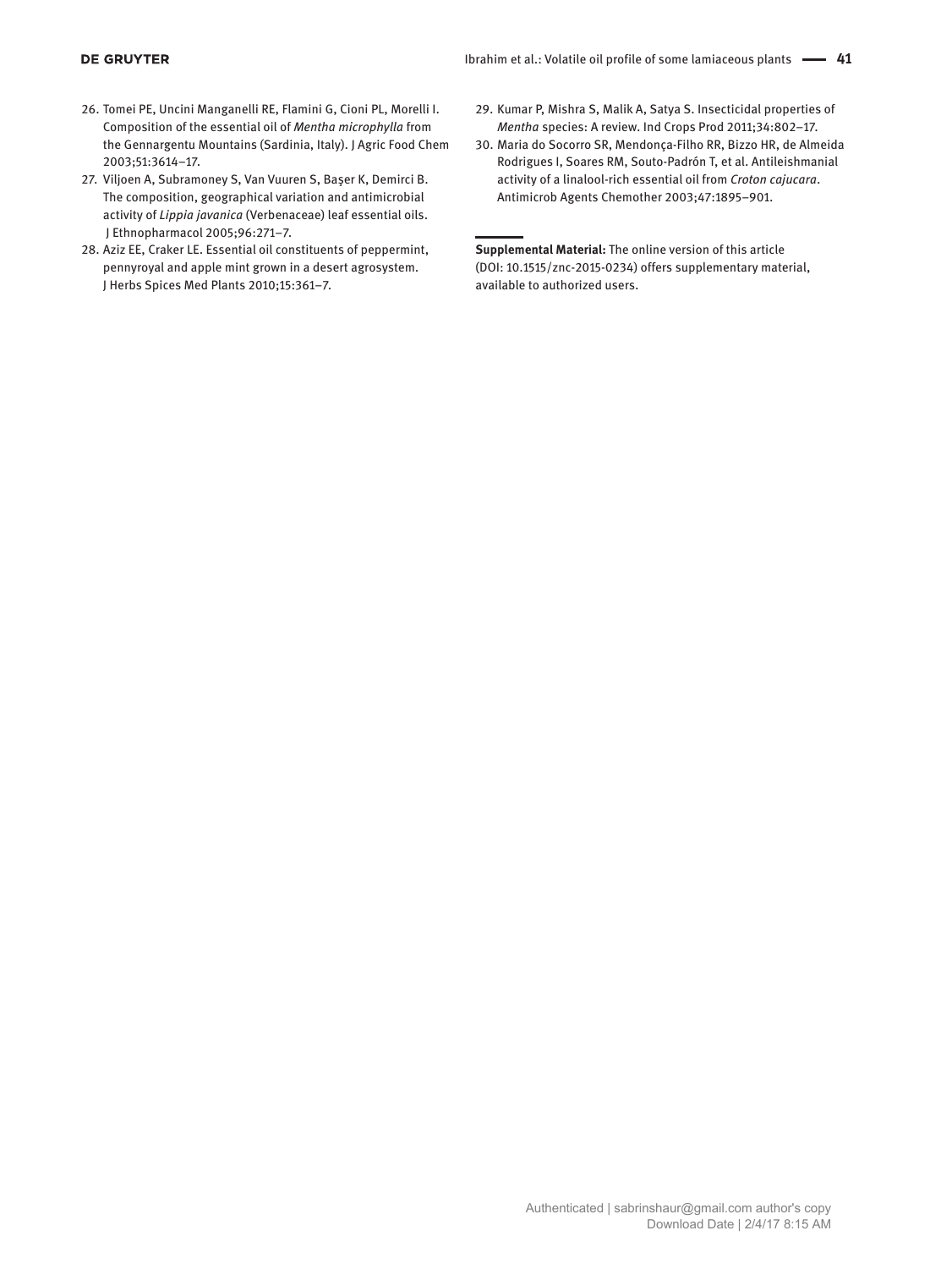26. Tomei PE, Uncini Manganelli RE, Flamini G, Cioni PL, Morelli I. Composition of the essential oil of *Mentha microphylla* from the Gennargentu Mountains (Sardinia, Italy). J Agric Food Chem 2003;51:3614–17.
27. Viljoen A, Subramoney S, Van Vuuren S, Başer K, Demirci B. The composition, geographical variation and antimicrobial activity of *Lippia javanica* (Verbenaceae) leaf essential oils. J Ethnopharmacol 2005;96:271–7.
28. Aziz EE, Craker LE. Essential oil constituents of peppermint, pennyroyal and apple mint grown in a desert agrosystem. J Herbs Spices Med Plants 2010;15:361–7.
29. Kumar P, Mishra S, Malik A, Satya S. Insecticidal properties of *Mentha* species: A review. Ind Crops Prod 2011;34:802–17.
30. Maria do Socorro SR, Mendonça-Filho RR, Bizzo HR, de Almeida Rodrigues I, Soares RM, Souto-Padrón T, et al. Antileishmanial activity of a linalool-rich essential oil from *Croton cajucara*. Antimicrob Agents Chemother 2003;47:1895–901.

**Supplemental Material:** The online version of this article (DOI: 10.1515/znc-2015-0234) offers supplementary material, available to authorized users.